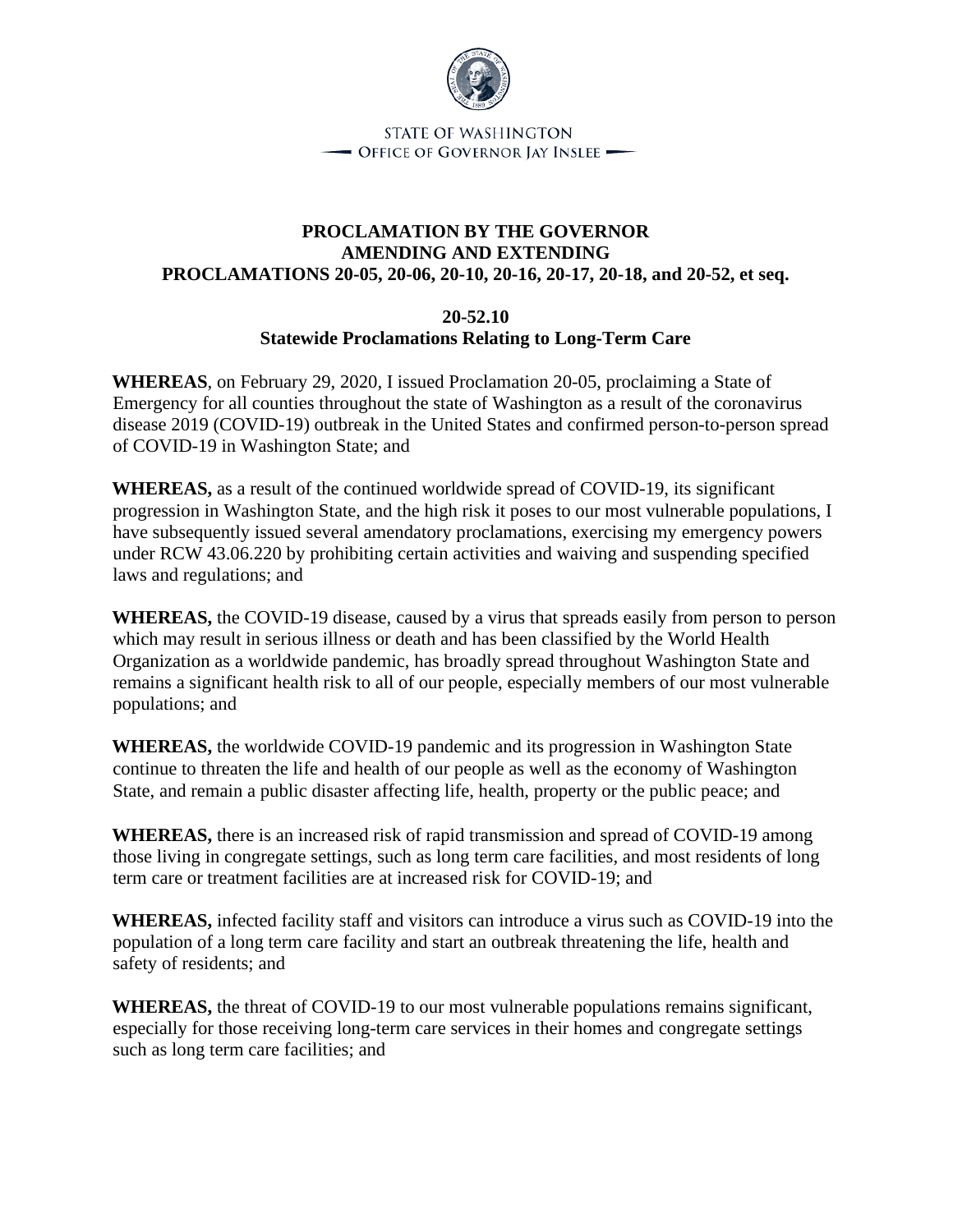STATE OF WASHINGTON
OFFICE OF GOVERNOR JAY INSLEE

# PROCLAMATION BY THE GOVERNOR AMENDING AND EXTENDING PROCLAMATIONS 20-05, 20-06, 20-10, 20-16, 20-17, 20-18, and 20-52, et seq.

## 20-52.10
## Statewide Proclamations Relating to Long-Term Care

**WHEREAS**, on February 29, 2020, I issued Proclamation 20-05, proclaiming a State of Emergency for all counties throughout the state of Washington as a result of the coronavirus disease 2019 (COVID-19) outbreak in the United States and confirmed person-to-person spread of COVID-19 in Washington State; and

**WHEREAS,** as a result of the continued worldwide spread of COVID-19, its significant progression in Washington State, and the high risk it poses to our most vulnerable populations, I have subsequently issued several amendatory proclamations, exercising my emergency powers under RCW 43.06.220 by prohibiting certain activities and waiving and suspending specified laws and regulations; and

**WHEREAS,** the COVID-19 disease, caused by a virus that spreads easily from person to person which may result in serious illness or death and has been classified by the World Health Organization as a worldwide pandemic, has broadly spread throughout Washington State and remains a significant health risk to all of our people, especially members of our most vulnerable populations; and

**WHEREAS,** the worldwide COVID-19 pandemic and its progression in Washington State continue to threaten the life and health of our people as well as the economy of Washington State, and remain a public disaster affecting life, health, property or the public peace; and

**WHEREAS,** there is an increased risk of rapid transmission and spread of COVID-19 among those living in congregate settings, such as long term care facilities, and most residents of long term care or treatment facilities are at increased risk for COVID-19; and

**WHEREAS,** infected facility staff and visitors can introduce a virus such as COVID-19 into the population of a long term care facility and start an outbreak threatening the life, health and safety of residents; and

**WHEREAS,** the threat of COVID-19 to our most vulnerable populations remains significant, especially for those receiving long-term care services in their homes and congregate settings such as long term care facilities; and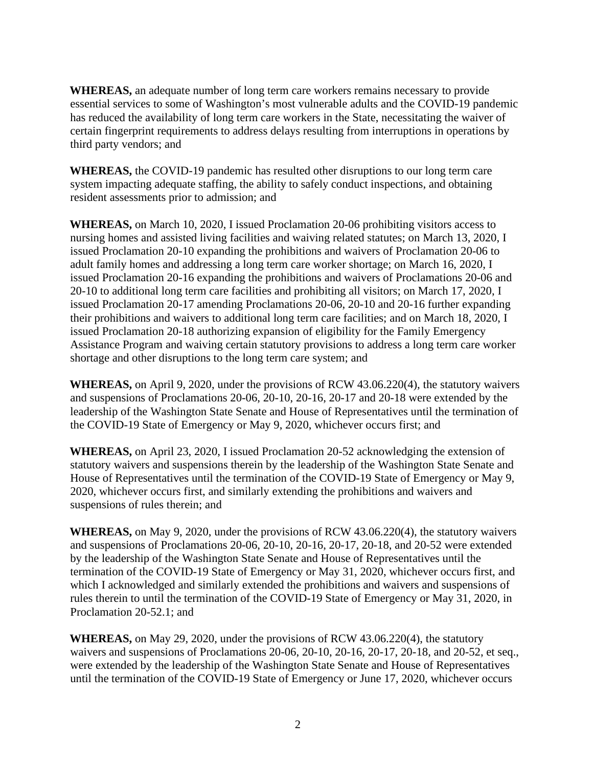**WHEREAS,** an adequate number of long term care workers remains necessary to provide essential services to some of Washington's most vulnerable adults and the COVID-19 pandemic has reduced the availability of long term care workers in the State, necessitating the waiver of certain fingerprint requirements to address delays resulting from interruptions in operations by third party vendors; and

**WHEREAS,** the COVID-19 pandemic has resulted other disruptions to our long term care system impacting adequate staffing, the ability to safely conduct inspections, and obtaining resident assessments prior to admission; and

**WHEREAS,** on March 10, 2020, I issued Proclamation 20-06 prohibiting visitors access to nursing homes and assisted living facilities and waiving related statutes; on March 13, 2020, I issued Proclamation 20-10 expanding the prohibitions and waivers of Proclamation 20-06 to adult family homes and addressing a long term care worker shortage; on March 16, 2020, I issued Proclamation 20-16 expanding the prohibitions and waivers of Proclamations 20-06 and 20-10 to additional long term care facilities and prohibiting all visitors; on March 17, 2020, I issued Proclamation 20-17 amending Proclamations 20-06, 20-10 and 20-16 further expanding their prohibitions and waivers to additional long term care facilities; and on March 18, 2020, I issued Proclamation 20-18 authorizing expansion of eligibility for the Family Emergency Assistance Program and waiving certain statutory provisions to address a long term care worker shortage and other disruptions to the long term care system; and

**WHEREAS,** on April 9, 2020, under the provisions of RCW 43.06.220(4), the statutory waivers and suspensions of Proclamations 20-06, 20-10, 20-16, 20-17 and 20-18 were extended by the leadership of the Washington State Senate and House of Representatives until the termination of the COVID-19 State of Emergency or May 9, 2020, whichever occurs first; and

**WHEREAS,** on April 23, 2020, I issued Proclamation 20-52 acknowledging the extension of statutory waivers and suspensions therein by the leadership of the Washington State Senate and House of Representatives until the termination of the COVID-19 State of Emergency or May 9, 2020, whichever occurs first, and similarly extending the prohibitions and waivers and suspensions of rules therein; and

**WHEREAS,** on May 9, 2020, under the provisions of RCW 43.06.220(4), the statutory waivers and suspensions of Proclamations 20-06, 20-10, 20-16, 20-17, 20-18, and 20-52 were extended by the leadership of the Washington State Senate and House of Representatives until the termination of the COVID-19 State of Emergency or May 31, 2020, whichever occurs first, and which I acknowledged and similarly extended the prohibitions and waivers and suspensions of rules therein to until the termination of the COVID-19 State of Emergency or May 31, 2020, in Proclamation 20-52.1; and

**WHEREAS,** on May 29, 2020, under the provisions of RCW 43.06.220(4), the statutory waivers and suspensions of Proclamations 20-06, 20-10, 20-16, 20-17, 20-18, and 20-52, et seq., were extended by the leadership of the Washington State Senate and House of Representatives until the termination of the COVID-19 State of Emergency or June 17, 2020, whichever occurs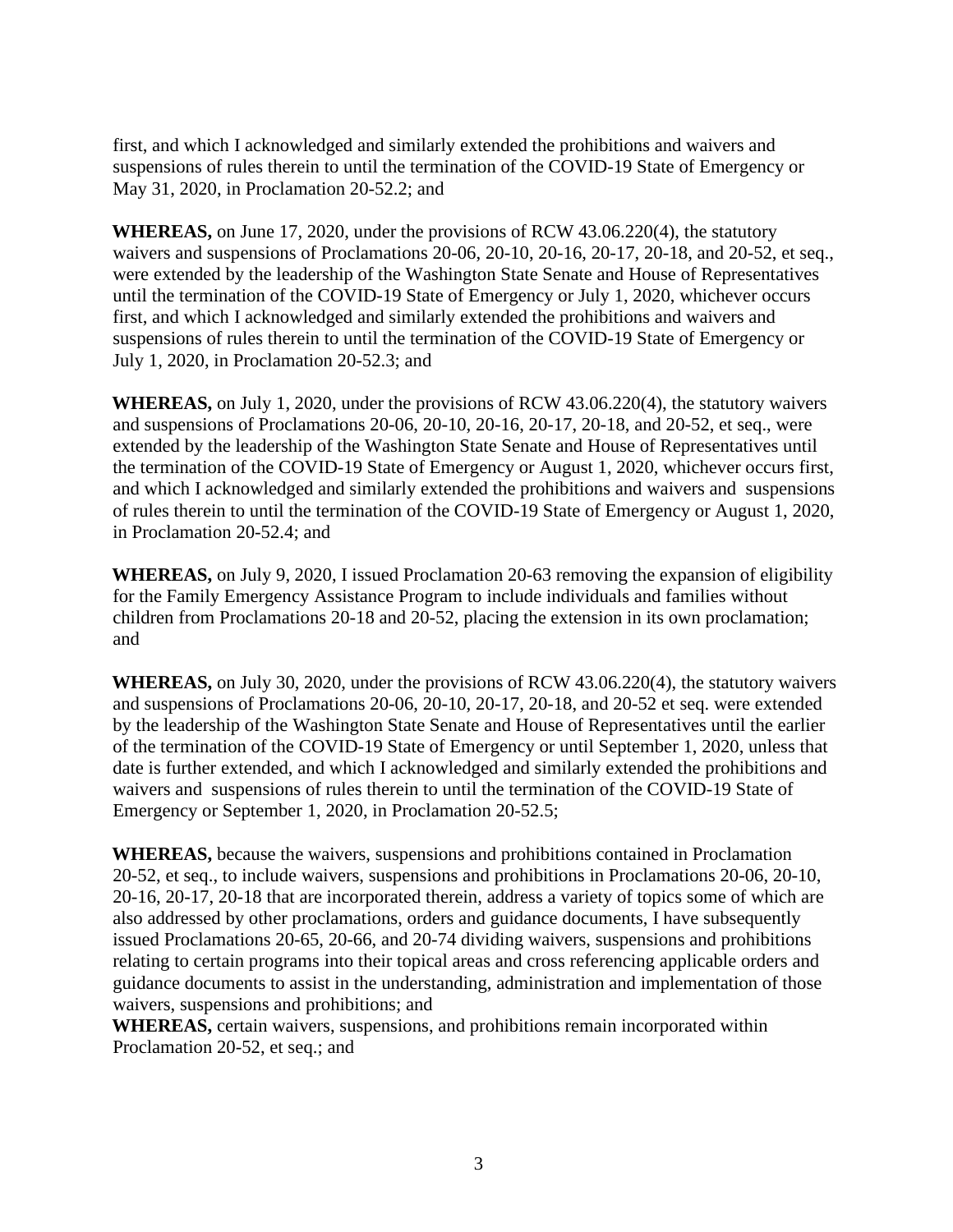first, and which I acknowledged and similarly extended the prohibitions and waivers and suspensions of rules therein to until the termination of the COVID-19 State of Emergency or May 31, 2020, in Proclamation 20-52.2; and

**WHEREAS,** on June 17, 2020, under the provisions of RCW 43.06.220(4), the statutory waivers and suspensions of Proclamations 20-06, 20-10, 20-16, 20-17, 20-18, and 20-52, et seq., were extended by the leadership of the Washington State Senate and House of Representatives until the termination of the COVID-19 State of Emergency or July 1, 2020, whichever occurs first, and which I acknowledged and similarly extended the prohibitions and waivers and suspensions of rules therein to until the termination of the COVID-19 State of Emergency or July 1, 2020, in Proclamation 20-52.3; and

**WHEREAS,** on July 1, 2020, under the provisions of RCW 43.06.220(4), the statutory waivers and suspensions of Proclamations 20-06, 20-10, 20-16, 20-17, 20-18, and 20-52, et seq., were extended by the leadership of the Washington State Senate and House of Representatives until the termination of the COVID-19 State of Emergency or August 1, 2020, whichever occurs first, and which I acknowledged and similarly extended the prohibitions and waivers and suspensions of rules therein to until the termination of the COVID-19 State of Emergency or August 1, 2020, in Proclamation 20-52.4; and

**WHEREAS,** on July 9, 2020, I issued Proclamation 20-63 removing the expansion of eligibility for the Family Emergency Assistance Program to include individuals and families without children from Proclamations 20-18 and 20-52, placing the extension in its own proclamation; and

**WHEREAS,** on July 30, 2020, under the provisions of RCW 43.06.220(4), the statutory waivers and suspensions of Proclamations 20-06, 20-10, 20-17, 20-18, and 20-52 et seq. were extended by the leadership of the Washington State Senate and House of Representatives until the earlier of the termination of the COVID-19 State of Emergency or until September 1, 2020, unless that date is further extended, and which I acknowledged and similarly extended the prohibitions and waivers and suspensions of rules therein to until the termination of the COVID-19 State of Emergency or September 1, 2020, in Proclamation 20-52.5;

**WHEREAS,** because the waivers, suspensions and prohibitions contained in Proclamation 20-52, et seq., to include waivers, suspensions and prohibitions in Proclamations 20-06, 20-10, 20-16, 20-17, 20-18 that are incorporated therein, address a variety of topics some of which are also addressed by other proclamations, orders and guidance documents, I have subsequently issued Proclamations 20-65, 20-66, and 20-74 dividing waivers, suspensions and prohibitions relating to certain programs into their topical areas and cross referencing applicable orders and guidance documents to assist in the understanding, administration and implementation of those waivers, suspensions and prohibitions; and

**WHEREAS,** certain waivers, suspensions, and prohibitions remain incorporated within Proclamation 20-52, et seq.; and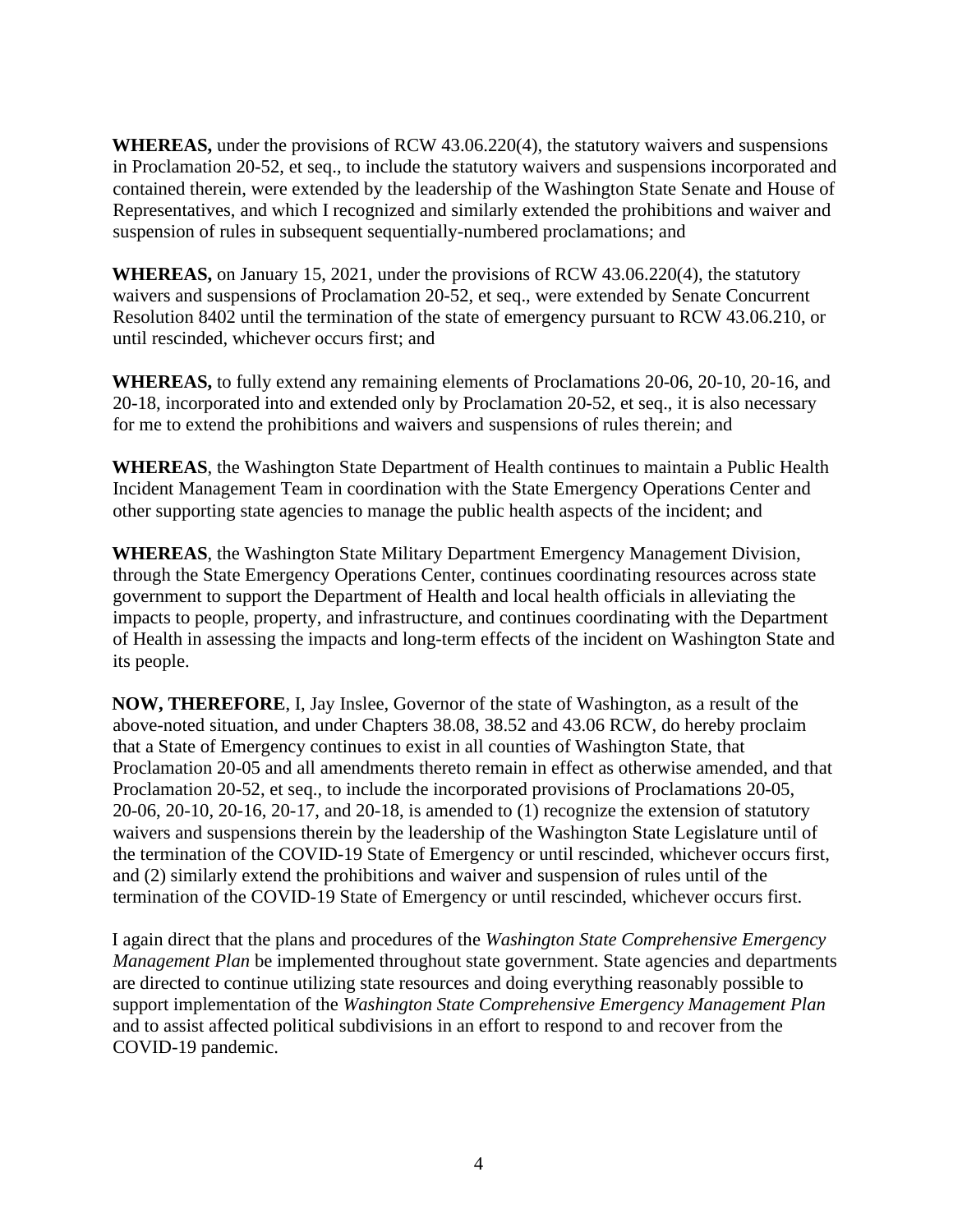**WHEREAS,** under the provisions of RCW 43.06.220(4), the statutory waivers and suspensions in Proclamation 20-52, et seq., to include the statutory waivers and suspensions incorporated and contained therein, were extended by the leadership of the Washington State Senate and House of Representatives, and which I recognized and similarly extended the prohibitions and waiver and suspension of rules in subsequent sequentially-numbered proclamations; and

**WHEREAS,** on January 15, 2021, under the provisions of RCW 43.06.220(4), the statutory waivers and suspensions of Proclamation 20-52, et seq., were extended by Senate Concurrent Resolution 8402 until the termination of the state of emergency pursuant to RCW 43.06.210, or until rescinded, whichever occurs first; and

**WHEREAS,** to fully extend any remaining elements of Proclamations 20-06, 20-10, 20-16, and 20-18, incorporated into and extended only by Proclamation 20-52, et seq., it is also necessary for me to extend the prohibitions and waivers and suspensions of rules therein; and

**WHEREAS**, the Washington State Department of Health continues to maintain a Public Health Incident Management Team in coordination with the State Emergency Operations Center and other supporting state agencies to manage the public health aspects of the incident; and

**WHEREAS**, the Washington State Military Department Emergency Management Division, through the State Emergency Operations Center, continues coordinating resources across state government to support the Department of Health and local health officials in alleviating the impacts to people, property, and infrastructure, and continues coordinating with the Department of Health in assessing the impacts and long-term effects of the incident on Washington State and its people.

**NOW, THEREFORE**, I, Jay Inslee, Governor of the state of Washington, as a result of the above-noted situation, and under Chapters 38.08, 38.52 and 43.06 RCW, do hereby proclaim that a State of Emergency continues to exist in all counties of Washington State, that Proclamation 20-05 and all amendments thereto remain in effect as otherwise amended, and that Proclamation 20-52, et seq., to include the incorporated provisions of Proclamations 20-05, 20-06, 20-10, 20-16, 20-17, and 20-18, is amended to (1) recognize the extension of statutory waivers and suspensions therein by the leadership of the Washington State Legislature until of the termination of the COVID-19 State of Emergency or until rescinded, whichever occurs first, and (2) similarly extend the prohibitions and waiver and suspension of rules until of the termination of the COVID-19 State of Emergency or until rescinded, whichever occurs first.

I again direct that the plans and procedures of the *Washington State Comprehensive Emergency Management Plan* be implemented throughout state government. State agencies and departments are directed to continue utilizing state resources and doing everything reasonably possible to support implementation of the *Washington State Comprehensive Emergency Management Plan* and to assist affected political subdivisions in an effort to respond to and recover from the COVID-19 pandemic.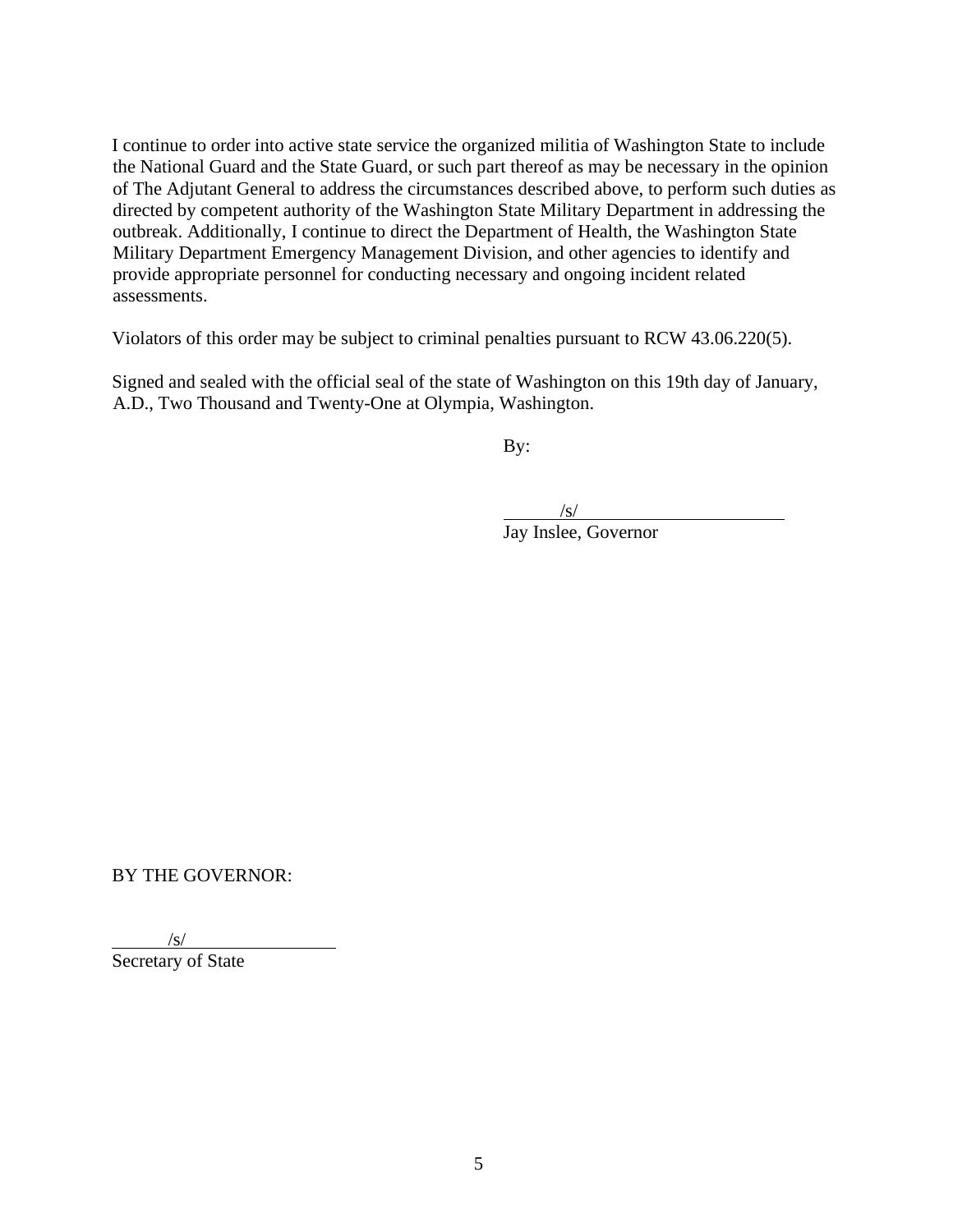I continue to order into active state service the organized militia of Washington State to include the National Guard and the State Guard, or such part thereof as may be necessary in the opinion of The Adjutant General to address the circumstances described above, to perform such duties as directed by competent authority of the Washington State Military Department in addressing the outbreak. Additionally, I continue to direct the Department of Health, the Washington State Military Department Emergency Management Division, and other agencies to identify and provide appropriate personnel for conducting necessary and ongoing incident related assessments.

Violators of this order may be subject to criminal penalties pursuant to RCW 43.06.220(5).

Signed and sealed with the official seal of the state of Washington on this 19th day of January, A.D., Two Thousand and Twenty-One at Olympia, Washington.

By:

/s/
Jay Inslee, Governor

BY THE GOVERNOR:

/s/
Secretary of State